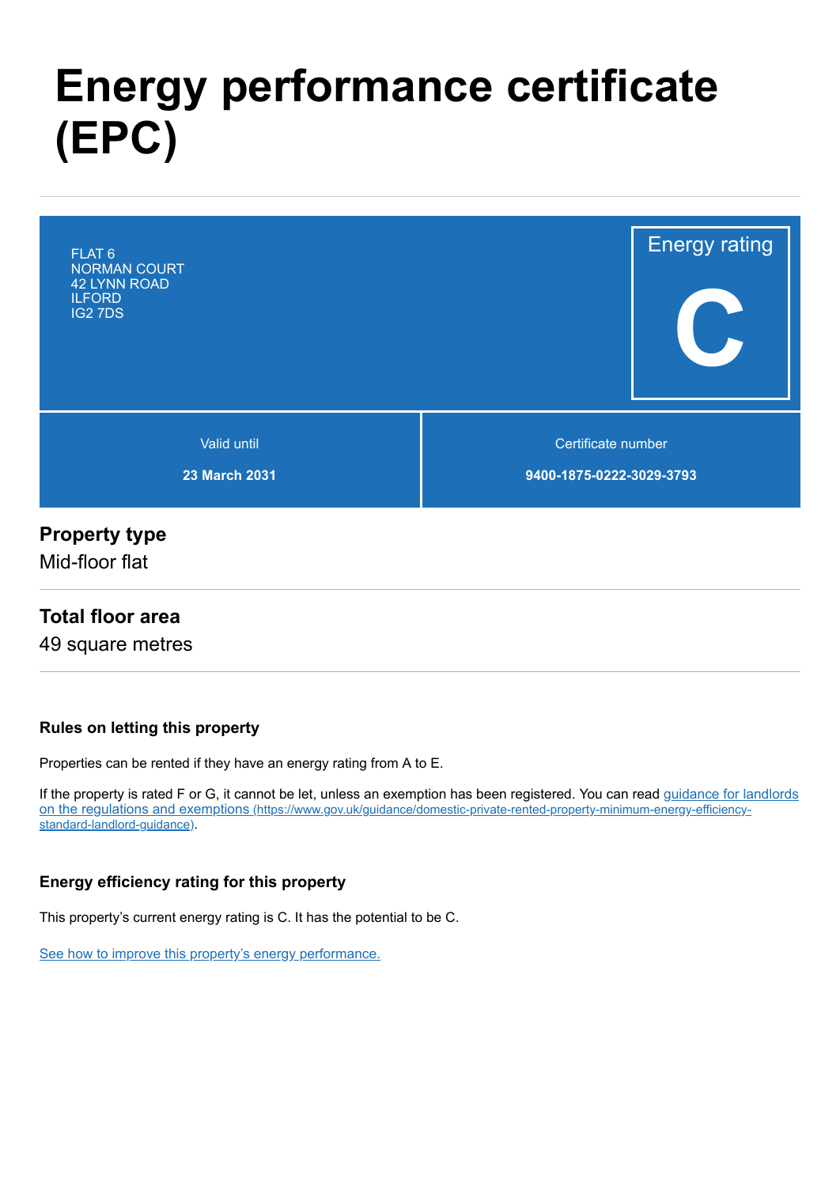# Energy performance certificate (EPC)

FLAT 6
NORMAN COURT
42 LYNN ROAD
ILFORD
IG2 7DS

Energy rating

**C**

| Valid until | Certificate number |
| --- | --- |
| **23 March 2031** | **9400-1875-0222-3029-3793** |

## Property type

Mid-floor flat

## Total floor area

49 square metres

### Rules on letting this property

Properties can be rented if they have an energy rating from A to E.

If the property is rated F or G, it cannot be let, unless an exemption has been registered. You can read [guidance for landlords on the regulations and exemptions (https://www.gov.uk/guidance/domestic-private-rented-property-minimum-energy-efficiency-standard-landlord-guidance)](https://www.gov.uk/guidance/domestic-private-rented-property-minimum-energy-efficiency-standard-landlord-guidance).

### Energy efficiency rating for this property

This property's current energy rating is C. It has the potential to be C.

See how to improve this property's energy performance.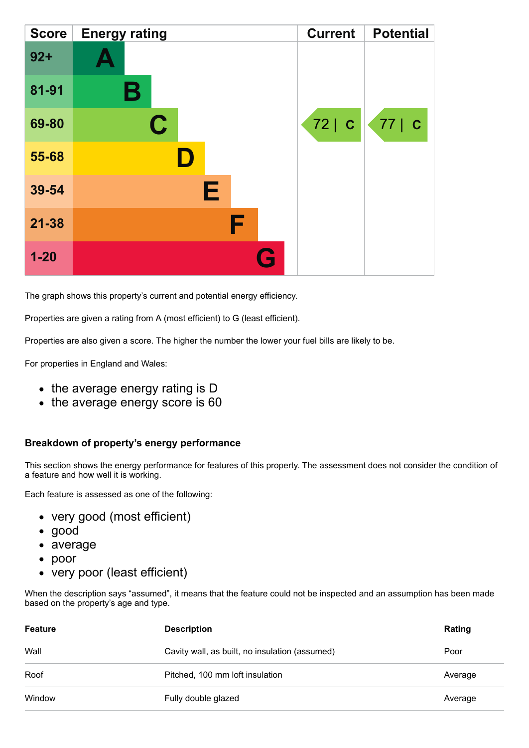| Score | Energy rating | Current | Potential |
|---|---|---|---|
| 92+ | A | | |
| 81-91 | B | | |
| 69-80 | C | 72 \| C | 77 \| C |
| 55-68 | D | | |
| 39-54 | E | | |
| 21-38 | F | | |
| 1-20 | G | | |

The graph shows this property's current and potential energy efficiency.

Properties are given a rating from A (most efficient) to G (least efficient).

Properties are also given a score. The higher the number the lower your fuel bills are likely to be.

For properties in England and Wales:

- the average energy rating is D
- the average energy score is 60

### Breakdown of property's energy performance

This section shows the energy performance for features of this property. The assessment does not consider the condition of a feature and how well it is working.

Each feature is assessed as one of the following:

- very good (most efficient)
- good
- average
- poor
- very poor (least efficient)

When the description says "assumed", it means that the feature could not be inspected and an assumption has been made based on the property's age and type.

| Feature | Description | Rating |
|---|---|---|
| Wall | Cavity wall, as built, no insulation (assumed) | Poor |
| Roof | Pitched, 100 mm loft insulation | Average |
| Window | Fully double glazed | Average |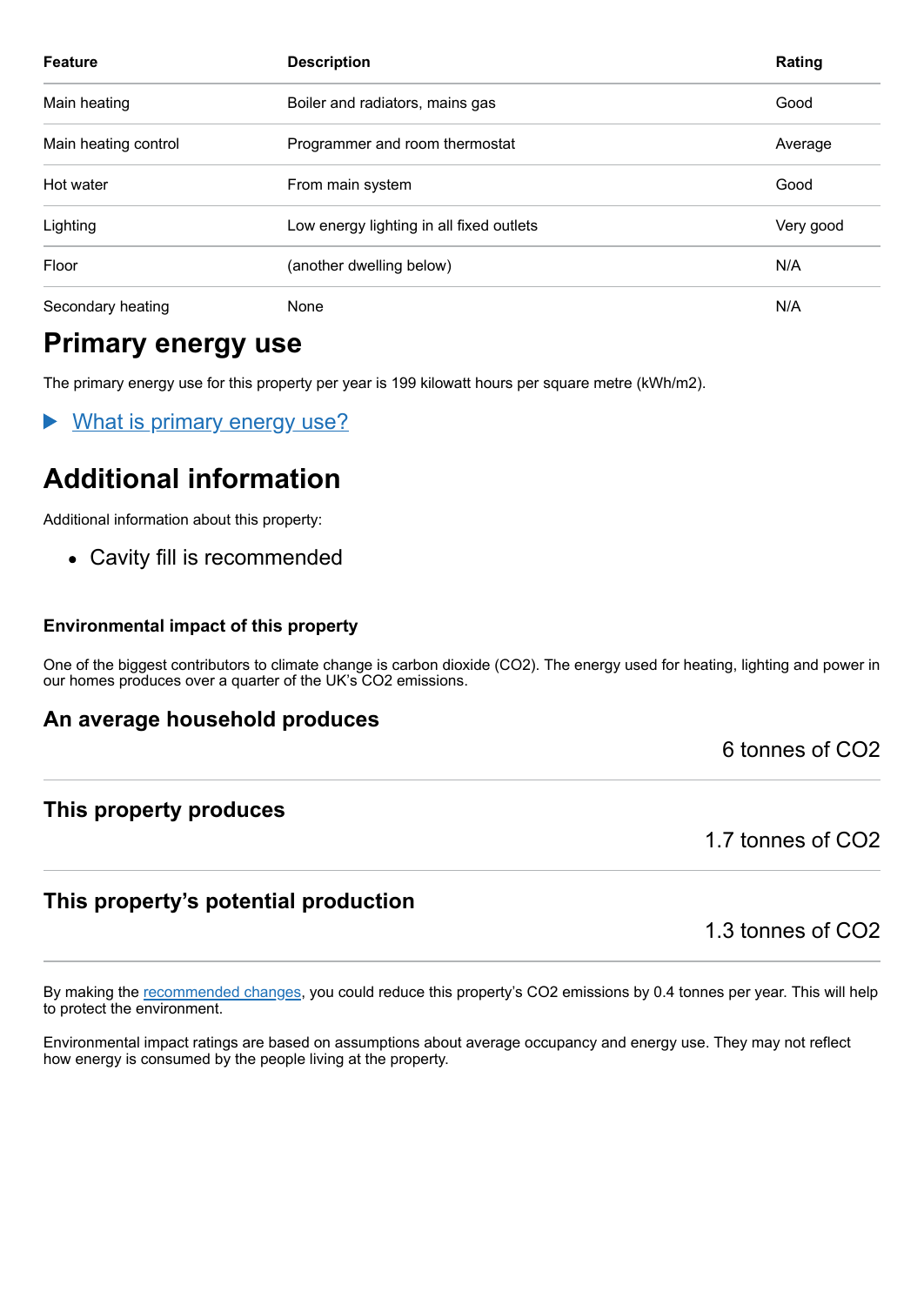| Feature | Description | Rating |
|---|---|---|
| Main heating | Boiler and radiators, mains gas | Good |
| Main heating control | Programmer and room thermostat | Average |
| Hot water | From main system | Good |
| Lighting | Low energy lighting in all fixed outlets | Very good |
| Floor | (another dwelling below) | N/A |
| Secondary heating | None | N/A |

## Primary energy use

The primary energy use for this property per year is 199 kilowatt hours per square metre (kWh/m2).

▶ What is primary energy use?

## Additional information

Additional information about this property:

- Cavity fill is recommended

### Environmental impact of this property

One of the biggest contributors to climate change is carbon dioxide ($CO_2$). The energy used for heating, lighting and power in our homes produces over a quarter of the UK's $CO_2$ emissions.

### An average household produces

6 tonnes of $CO_2$

### This property produces

1.7 tonnes of $CO_2$

### This property's potential production

1.3 tonnes of $CO_2$

By making the recommended changes, you could reduce this property's $CO_2$ emissions by 0.4 tonnes per year. This will help to protect the environment.

Environmental impact ratings are based on assumptions about average occupancy and energy use. They may not reflect how energy is consumed by the people living at the property.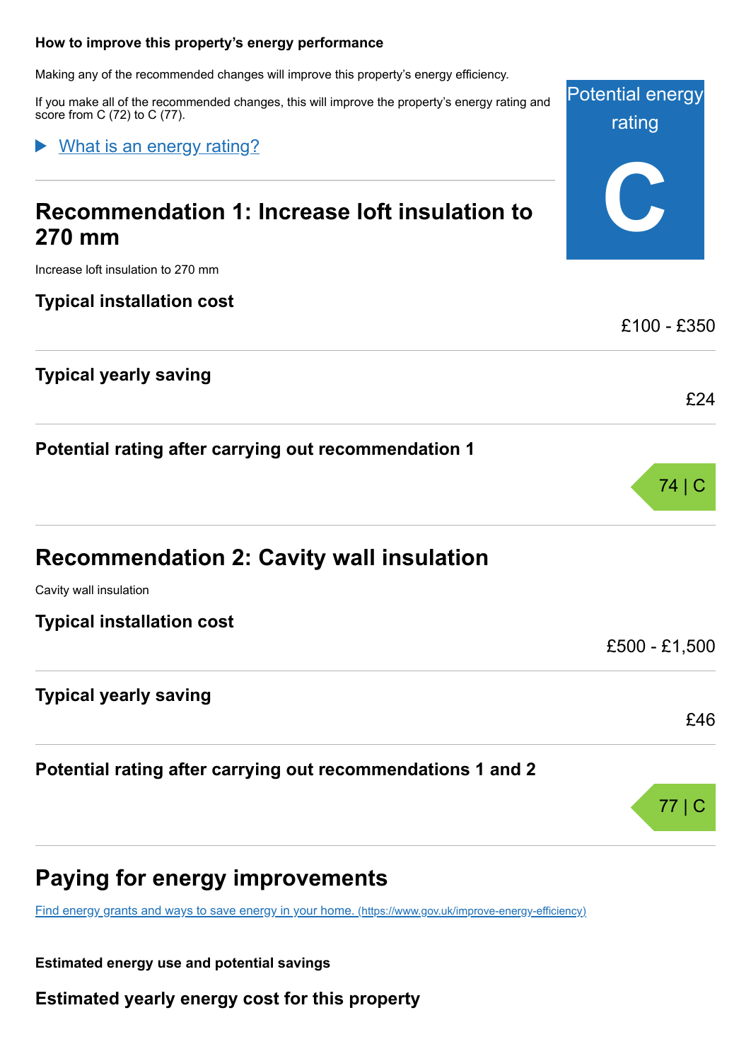**How to improve this property's energy performance**

Making any of the recommended changes will improve this property's energy efficiency.

If you make all of the recommended changes, this will improve the property's energy rating and score from C (72) to C (77).

Potential energy rating

C

▶ What is an energy rating?

## Recommendation 1: Increase loft insulation to 270 mm

Increase loft insulation to 270 mm

### Typical installation cost

£100 - £350

### Typical yearly saving

£24

### Potential rating after carrying out recommendation 1

74 | C

## Recommendation 2: Cavity wall insulation

Cavity wall insulation

### Typical installation cost

£500 - £1,500

### Typical yearly saving

£46

### Potential rating after carrying out recommendations 1 and 2

77 | C

## Paying for energy improvements

Find energy grants and ways to save energy in your home. (https://www.gov.uk/improve-energy-efficiency)

**Estimated energy use and potential savings**

### Estimated yearly energy cost for this property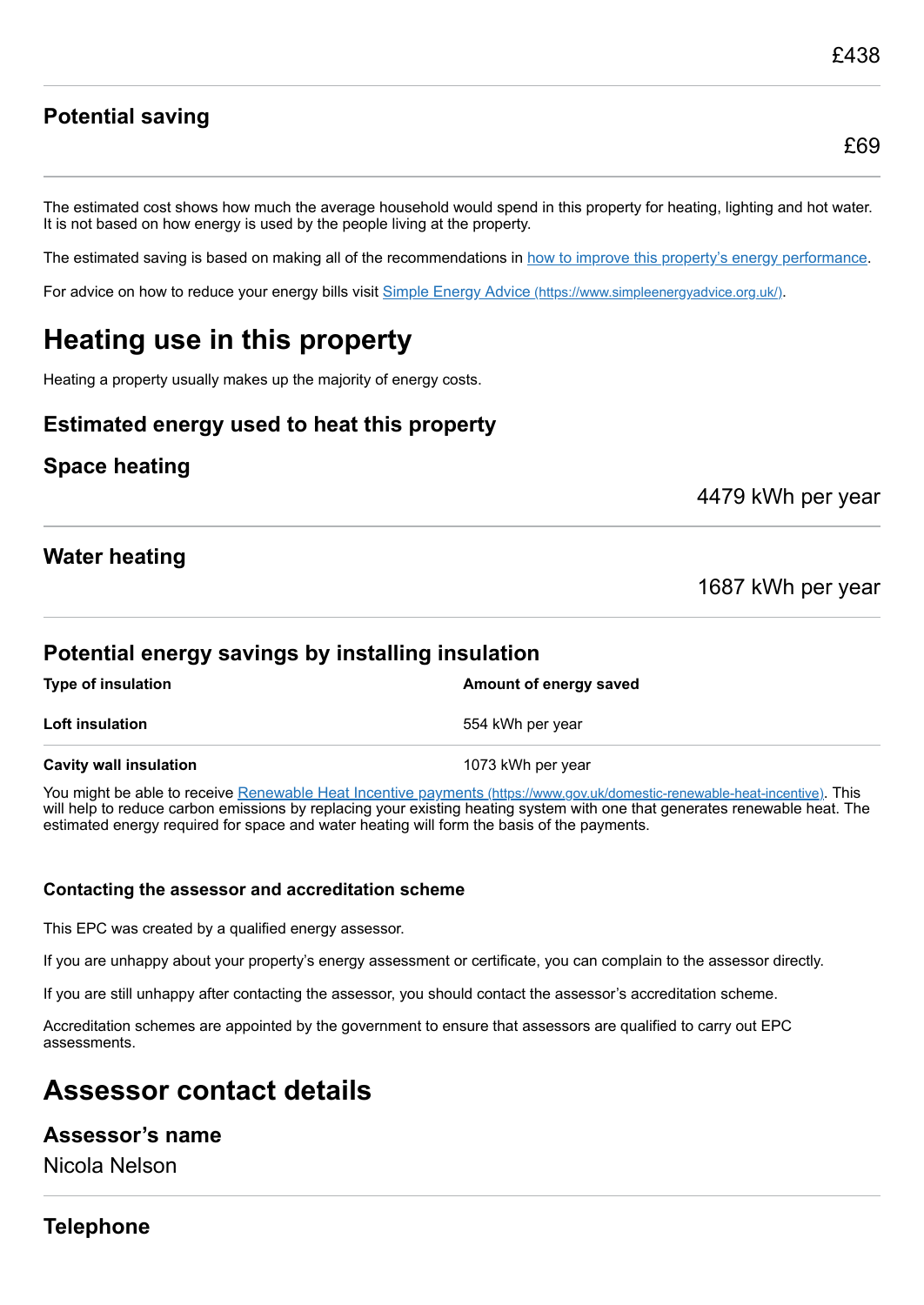£438

### Potential saving

£69

The estimated cost shows how much the average household would spend in this property for heating, lighting and hot water. It is not based on how energy is used by the people living at the property.

The estimated saving is based on making all of the recommendations in [how to improve this property's energy performance](#).

For advice on how to reduce your energy bills visit [Simple Energy Advice (https://www.simpleenergyadvice.org.uk/)](https://www.simpleenergyadvice.org.uk/).

# Heating use in this property

Heating a property usually makes up the majority of energy costs.

### Estimated energy used to heat this property

### Space heating

4479 kWh per year

### Water heating

1687 kWh per year

### Potential energy savings by installing insulation

| Type of insulation | Amount of energy saved |
| --- | --- |
| **Loft insulation** | 554 kWh per year |
| **Cavity wall insulation** | 1073 kWh per year |

You might be able to receive [Renewable Heat Incentive payments (https://www.gov.uk/domestic-renewable-heat-incentive)](https://www.gov.uk/domestic-renewable-heat-incentive). This will help to reduce carbon emissions by replacing your existing heating system with one that generates renewable heat. The estimated energy required for space and water heating will form the basis of the payments.

#### Contacting the assessor and accreditation scheme

This EPC was created by a qualified energy assessor.

If you are unhappy about your property's energy assessment or certificate, you can complain to the assessor directly.

If you are still unhappy after contacting the assessor, you should contact the assessor's accreditation scheme.

Accreditation schemes are appointed by the government to ensure that assessors are qualified to carry out EPC assessments.

# Assessor contact details

### Assessor's name

Nicola Nelson

### Telephone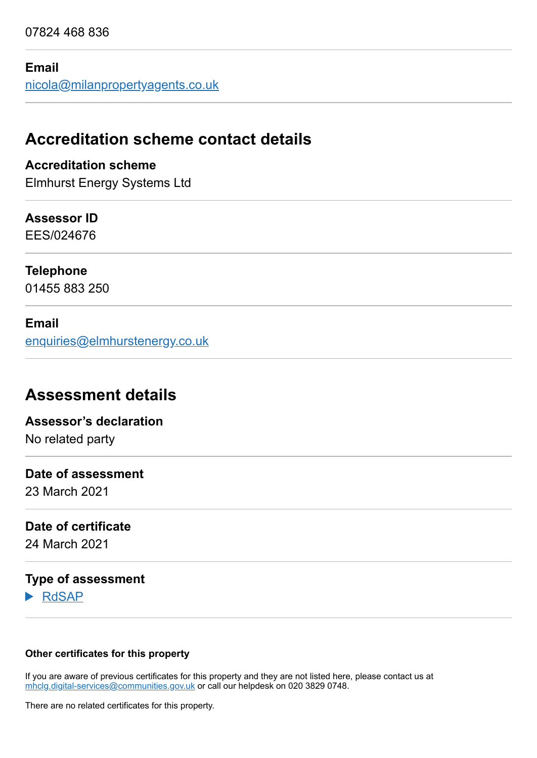07824 468 836

**Email**
nicola@milanpropertyagents.co.uk

## Accreditation scheme contact details

**Accreditation scheme**
Elmhurst Energy Systems Ltd

**Assessor ID**
EES/024676

**Telephone**
01455 883 250

**Email**
enquiries@elmhurstenergy.co.uk

## Assessment details

**Assessor's declaration**
No related party

**Date of assessment**
23 March 2021

**Date of certificate**
24 March 2021

**Type of assessment**
▶ RdSAP

**Other certificates for this property**

If you are aware of previous certificates for this property and they are not listed here, please contact us at mhclg.digital-services@communities.gov.uk or call our helpdesk on 020 3829 0748.

There are no related certificates for this property.